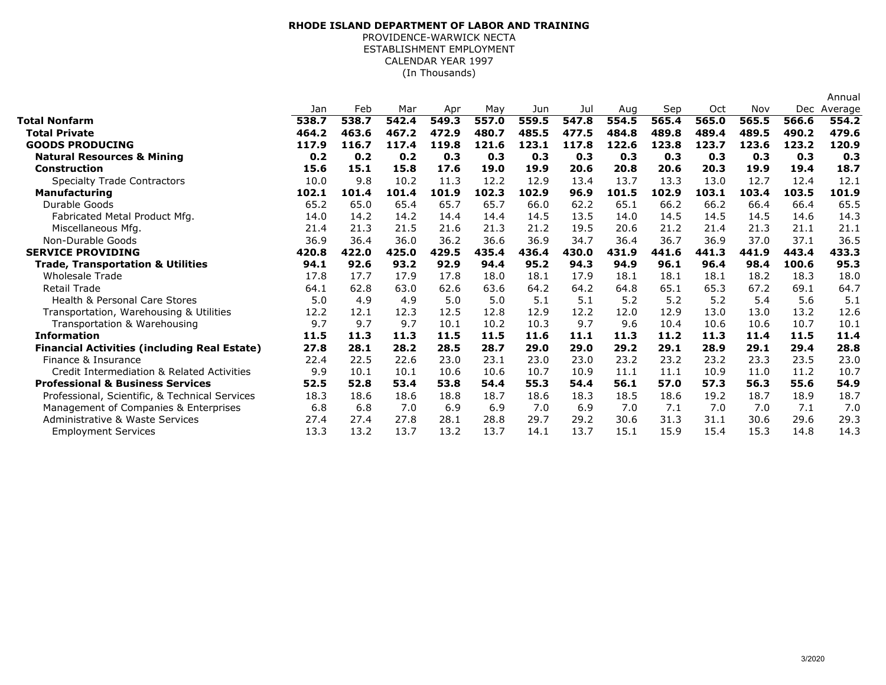**RHODE ISLAND DEPARTMENT OF LABOR AND TRAINING**

PROVIDENCE-WARWICK NECTA

ESTABLISHMENT EMPLOYMENT

CALENDAR YEAR 1997

(In Thousands)

| | Jan | Feb | Mar | Apr | May | Jun | Jul | Aug | Sep | Oct | Nov | Dec | Annual Average |
|---|---|---|---|---|---|---|---|---|---|---|---|---|---|
| **Total Nonfarm** | **538.7** | **538.7** | **542.4** | **549.3** | **557.0** | **559.5** | **547.8** | **554.5** | **565.4** | **565.0** | **565.5** | **566.6** | **554.2** |
| **Total Private** | **464.2** | **463.6** | **467.2** | **472.9** | **480.7** | **485.5** | **477.5** | **484.8** | **489.8** | **489.4** | **489.5** | **490.2** | **479.6** |
| **GOODS PRODUCING** | **117.9** | **116.7** | **117.4** | **119.8** | **121.6** | **123.1** | **117.8** | **122.6** | **123.8** | **123.7** | **123.6** | **123.2** | **120.9** |
| **Natural Resources & Mining** | **0.2** | **0.2** | **0.2** | **0.3** | **0.3** | **0.3** | **0.3** | **0.3** | **0.3** | **0.3** | **0.3** | **0.3** | **0.3** |
| **Construction** | **15.6** | **15.1** | **15.8** | **17.6** | **19.0** | **19.9** | **20.6** | **20.8** | **20.6** | **20.3** | **19.9** | **19.4** | **18.7** |
| Specialty Trade Contractors | 10.0 | 9.8 | 10.2 | 11.3 | 12.2 | 12.9 | 13.4 | 13.7 | 13.3 | 13.0 | 12.7 | 12.4 | 12.1 |
| **Manufacturing** | **102.1** | **101.4** | **101.4** | **101.9** | **102.3** | **102.9** | **96.9** | **101.5** | **102.9** | **103.1** | **103.4** | **103.5** | **101.9** |
| Durable Goods | 65.2 | 65.0 | 65.4 | 65.7 | 65.7 | 66.0 | 62.2 | 65.1 | 66.2 | 66.2 | 66.4 | 66.4 | 65.5 |
| Fabricated Metal Product Mfg. | 14.0 | 14.2 | 14.2 | 14.4 | 14.4 | 14.5 | 13.5 | 14.0 | 14.5 | 14.5 | 14.5 | 14.6 | 14.3 |
| Miscellaneous Mfg. | 21.4 | 21.3 | 21.5 | 21.6 | 21.3 | 21.2 | 19.5 | 20.6 | 21.2 | 21.4 | 21.3 | 21.1 | 21.1 |
| Non-Durable Goods | 36.9 | 36.4 | 36.0 | 36.2 | 36.6 | 36.9 | 34.7 | 36.4 | 36.7 | 36.9 | 37.0 | 37.1 | 36.5 |
| **SERVICE PROVIDING** | **420.8** | **422.0** | **425.0** | **429.5** | **435.4** | **436.4** | **430.0** | **431.9** | **441.6** | **441.3** | **441.9** | **443.4** | **433.3** |
| **Trade, Transportation & Utilities** | **94.1** | **92.6** | **93.2** | **92.9** | **94.4** | **95.2** | **94.3** | **94.9** | **96.1** | **96.4** | **98.4** | **100.6** | **95.3** |
| Wholesale Trade | 17.8 | 17.7 | 17.9 | 17.8 | 18.0 | 18.1 | 17.9 | 18.1 | 18.1 | 18.1 | 18.2 | 18.3 | 18.0 |
| Retail Trade | 64.1 | 62.8 | 63.0 | 62.6 | 63.6 | 64.2 | 64.2 | 64.8 | 65.1 | 65.3 | 67.2 | 69.1 | 64.7 |
| Health & Personal Care Stores | 5.0 | 4.9 | 4.9 | 5.0 | 5.0 | 5.1 | 5.1 | 5.2 | 5.2 | 5.2 | 5.4 | 5.6 | 5.1 |
| Transportation, Warehousing & Utilities | 12.2 | 12.1 | 12.3 | 12.5 | 12.8 | 12.9 | 12.2 | 12.0 | 12.9 | 13.0 | 13.0 | 13.2 | 12.6 |
| Transportation & Warehousing | 9.7 | 9.7 | 9.7 | 10.1 | 10.2 | 10.3 | 9.7 | 9.6 | 10.4 | 10.6 | 10.6 | 10.7 | 10.1 |
| **Information** | **11.5** | **11.3** | **11.3** | **11.5** | **11.5** | **11.6** | **11.1** | **11.3** | **11.2** | **11.3** | **11.4** | **11.5** | **11.4** |
| **Financial Activities (including Real Estate)** | **27.8** | **28.1** | **28.2** | **28.5** | **28.7** | **29.0** | **29.0** | **29.2** | **29.1** | **28.9** | **29.1** | **29.4** | **28.8** |
| Finance & Insurance | 22.4 | 22.5 | 22.6 | 23.0 | 23.1 | 23.0 | 23.0 | 23.2 | 23.2 | 23.2 | 23.3 | 23.5 | 23.0 |
| Credit Intermediation & Related Activities | 9.9 | 10.1 | 10.1 | 10.6 | 10.6 | 10.7 | 10.9 | 11.1 | 11.1 | 10.9 | 11.0 | 11.2 | 10.7 |
| **Professional & Business Services** | **52.5** | **52.8** | **53.4** | **53.8** | **54.4** | **55.3** | **54.4** | **56.1** | **57.0** | **57.3** | **56.3** | **55.6** | **54.9** |
| Professional, Scientific, & Technical Services | 18.3 | 18.6 | 18.6 | 18.8 | 18.7 | 18.6 | 18.3 | 18.5 | 18.6 | 19.2 | 18.7 | 18.9 | 18.7 |
| Management of Companies & Enterprises | 6.8 | 6.8 | 7.0 | 6.9 | 6.9 | 7.0 | 6.9 | 7.0 | 7.1 | 7.0 | 7.0 | 7.1 | 7.0 |
| Administrative & Waste Services | 27.4 | 27.4 | 27.8 | 28.1 | 28.8 | 29.7 | 29.2 | 30.6 | 31.3 | 31.1 | 30.6 | 29.6 | 29.3 |
| Employment Services | 13.3 | 13.2 | 13.7 | 13.2 | 13.7 | 14.1 | 13.7 | 15.1 | 15.9 | 15.4 | 15.3 | 14.8 | 14.3 |

3/2020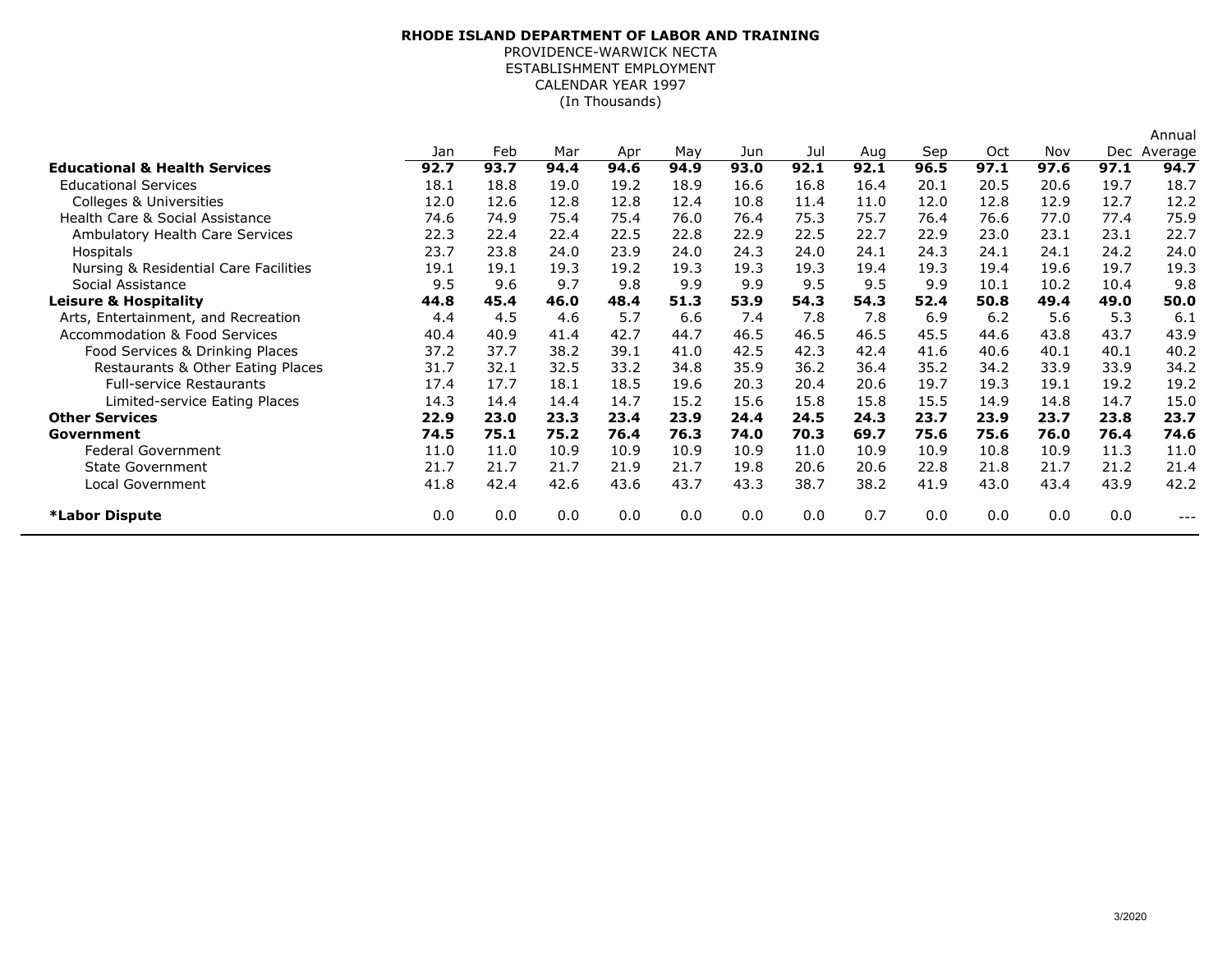**RHODE ISLAND DEPARTMENT OF LABOR AND TRAINING**
PROVIDENCE-WARWICK NECTA
ESTABLISHMENT EMPLOYMENT
CALENDAR YEAR 1997
(In Thousands)

| | Jan | Feb | Mar | Apr | May | Jun | Jul | Aug | Sep | Oct | Nov | Dec | Annual Average |
|---|---|---|---|---|---|---|---|---|---|---|---|---|---|
| **Educational & Health Services** | **92.7** | **93.7** | **94.4** | **94.6** | **94.9** | **93.0** | **92.1** | **92.1** | **96.5** | **97.1** | **97.6** | **97.1** | **94.7** |
| Educational Services | 18.1 | 18.8 | 19.0 | 19.2 | 18.9 | 16.6 | 16.8 | 16.4 | 20.1 | 20.5 | 20.6 | 19.7 | 18.7 |
| Colleges & Universities | 12.0 | 12.6 | 12.8 | 12.8 | 12.4 | 10.8 | 11.4 | 11.0 | 12.0 | 12.8 | 12.9 | 12.7 | 12.2 |
| Health Care & Social Assistance | 74.6 | 74.9 | 75.4 | 75.4 | 76.0 | 76.4 | 75.3 | 75.7 | 76.4 | 76.6 | 77.0 | 77.4 | 75.9 |
| Ambulatory Health Care Services | 22.3 | 22.4 | 22.4 | 22.5 | 22.8 | 22.9 | 22.5 | 22.7 | 22.9 | 23.0 | 23.1 | 23.1 | 22.7 |
| Hospitals | 23.7 | 23.8 | 24.0 | 23.9 | 24.0 | 24.3 | 24.0 | 24.1 | 24.3 | 24.1 | 24.1 | 24.2 | 24.0 |
| Nursing & Residential Care Facilities | 19.1 | 19.1 | 19.3 | 19.2 | 19.3 | 19.3 | 19.3 | 19.4 | 19.3 | 19.4 | 19.6 | 19.7 | 19.3 |
| Social Assistance | 9.5 | 9.6 | 9.7 | 9.8 | 9.9 | 9.9 | 9.5 | 9.5 | 9.9 | 10.1 | 10.2 | 10.4 | 9.8 |
| **Leisure & Hospitality** | **44.8** | **45.4** | **46.0** | **48.4** | **51.3** | **53.9** | **54.3** | **54.3** | **52.4** | **50.8** | **49.4** | **49.0** | **50.0** |
| Arts, Entertainment, and Recreation | 4.4 | 4.5 | 4.6 | 5.7 | 6.6 | 7.4 | 7.8 | 7.8 | 6.9 | 6.2 | 5.6 | 5.3 | 6.1 |
| Accommodation & Food Services | 40.4 | 40.9 | 41.4 | 42.7 | 44.7 | 46.5 | 46.5 | 46.5 | 45.5 | 44.6 | 43.8 | 43.7 | 43.9 |
| Food Services & Drinking Places | 37.2 | 37.7 | 38.2 | 39.1 | 41.0 | 42.5 | 42.3 | 42.4 | 41.6 | 40.6 | 40.1 | 40.1 | 40.2 |
| Restaurants & Other Eating Places | 31.7 | 32.1 | 32.5 | 33.2 | 34.8 | 35.9 | 36.2 | 36.4 | 35.2 | 34.2 | 33.9 | 33.9 | 34.2 |
| Full-service Restaurants | 17.4 | 17.7 | 18.1 | 18.5 | 19.6 | 20.3 | 20.4 | 20.6 | 19.7 | 19.3 | 19.1 | 19.2 | 19.2 |
| Limited-service Eating Places | 14.3 | 14.4 | 14.4 | 14.7 | 15.2 | 15.6 | 15.8 | 15.8 | 15.5 | 14.9 | 14.8 | 14.7 | 15.0 |
| **Other Services** | **22.9** | **23.0** | **23.3** | **23.4** | **23.9** | **24.4** | **24.5** | **24.3** | **23.7** | **23.9** | **23.7** | **23.8** | **23.7** |
| **Government** | **74.5** | **75.1** | **75.2** | **76.4** | **76.3** | **74.0** | **70.3** | **69.7** | **75.6** | **75.6** | **76.0** | **76.4** | **74.6** |
| Federal Government | 11.0 | 11.0 | 10.9 | 10.9 | 10.9 | 10.9 | 11.0 | 10.9 | 10.9 | 10.8 | 10.9 | 11.3 | 11.0 |
| State Government | 21.7 | 21.7 | 21.7 | 21.9 | 21.7 | 19.8 | 20.6 | 20.6 | 22.8 | 21.8 | 21.7 | 21.2 | 21.4 |
| Local Government | 41.8 | 42.4 | 42.6 | 43.6 | 43.7 | 43.3 | 38.7 | 38.2 | 41.9 | 43.0 | 43.4 | 43.9 | 42.2 |
| **\*Labor Dispute** | 0.0 | 0.0 | 0.0 | 0.0 | 0.0 | 0.0 | 0.0 | 0.7 | 0.0 | 0.0 | 0.0 | 0.0 | --- |

3/2020